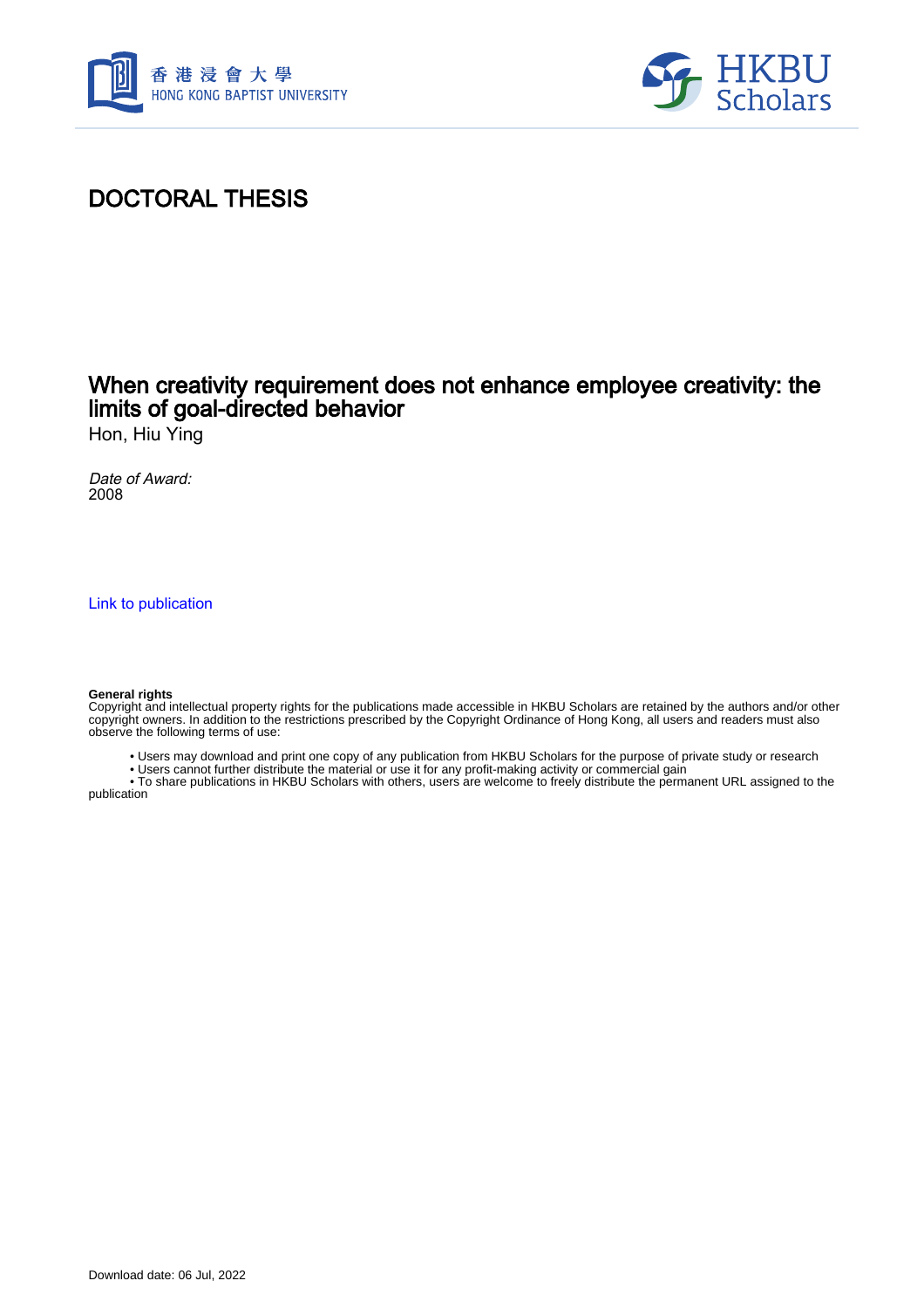# DOCTORAL THESIS

## When creativity requirement does not enhance employee creativity: the limits of goal-directed behavior

Hon, Hiu Ying

*Date of Award:*
2008

Link to publication

**General rights**
Copyright and intellectual property rights for the publications made accessible in HKBU Scholars are retained by the authors and/or other copyright owners. In addition to the restrictions prescribed by the Copyright Ordinance of Hong Kong, all users and readers must also observe the following terms of use:

- Users may download and print one copy of any publication from HKBU Scholars for the purpose of private study or research
- Users cannot further distribute the material or use it for any profit-making activity or commercial gain
- To share publications in HKBU Scholars with others, users are welcome to freely distribute the permanent URL assigned to the publication

Download date: 06 Jul, 2022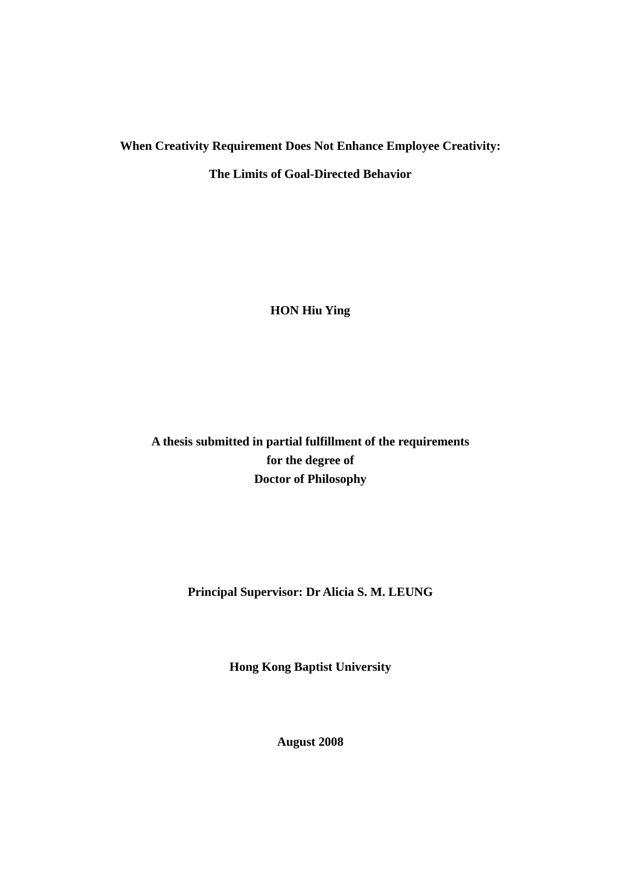# When Creativity Requirement Does Not Enhance Employee Creativity:

# The Limits of Goal-Directed Behavior

**HON Hiu Ying**

**A thesis submitted in partial fulfillment of the requirements**
**for the degree of**
**Doctor of Philosophy**

**Principal Supervisor: Dr Alicia S. M. LEUNG**

**Hong Kong Baptist University**

**August 2008**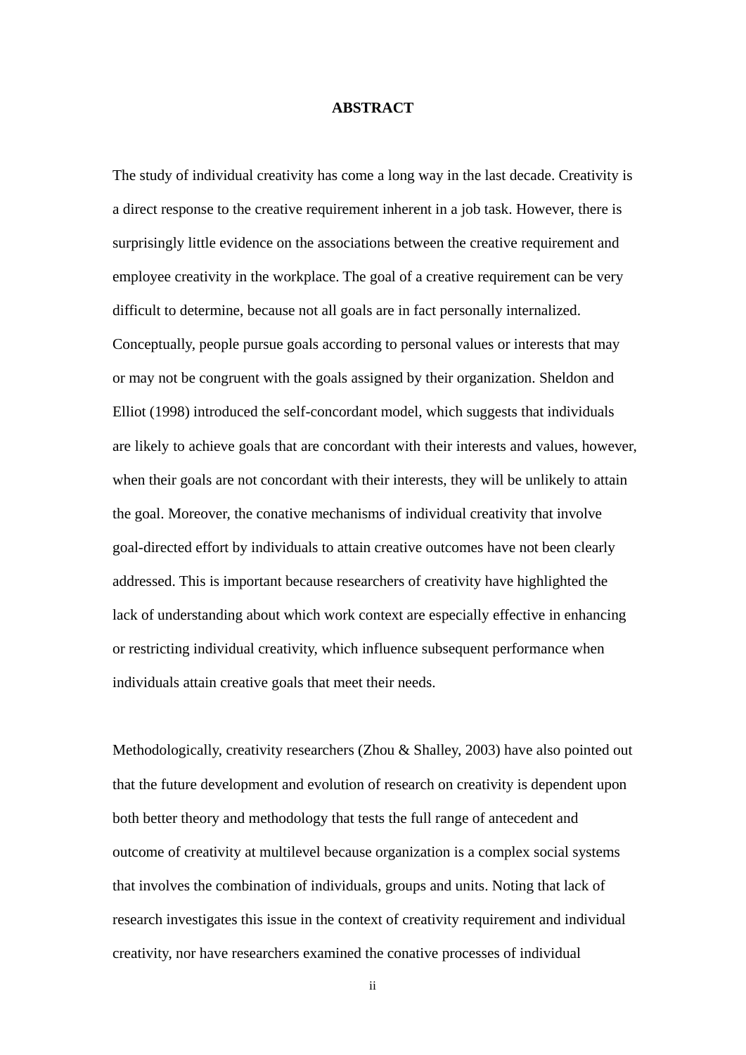# ABSTRACT

The study of individual creativity has come a long way in the last decade. Creativity is a direct response to the creative requirement inherent in a job task. However, there is surprisingly little evidence on the associations between the creative requirement and employee creativity in the workplace. The goal of a creative requirement can be very difficult to determine, because not all goals are in fact personally internalized. Conceptually, people pursue goals according to personal values or interests that may or may not be congruent with the goals assigned by their organization. Sheldon and Elliot (1998) introduced the self-concordant model, which suggests that individuals are likely to achieve goals that are concordant with their interests and values, however, when their goals are not concordant with their interests, they will be unlikely to attain the goal. Moreover, the conative mechanisms of individual creativity that involve goal-directed effort by individuals to attain creative outcomes have not been clearly addressed. This is important because researchers of creativity have highlighted the lack of understanding about which work context are especially effective in enhancing or restricting individual creativity, which influence subsequent performance when individuals attain creative goals that meet their needs.

Methodologically, creativity researchers (Zhou & Shalley, 2003) have also pointed out that the future development and evolution of research on creativity is dependent upon both better theory and methodology that tests the full range of antecedent and outcome of creativity at multilevel because organization is a complex social systems that involves the combination of individuals, groups and units. Noting that lack of research investigates this issue in the context of creativity requirement and individual creativity, nor have researchers examined the conative processes of individual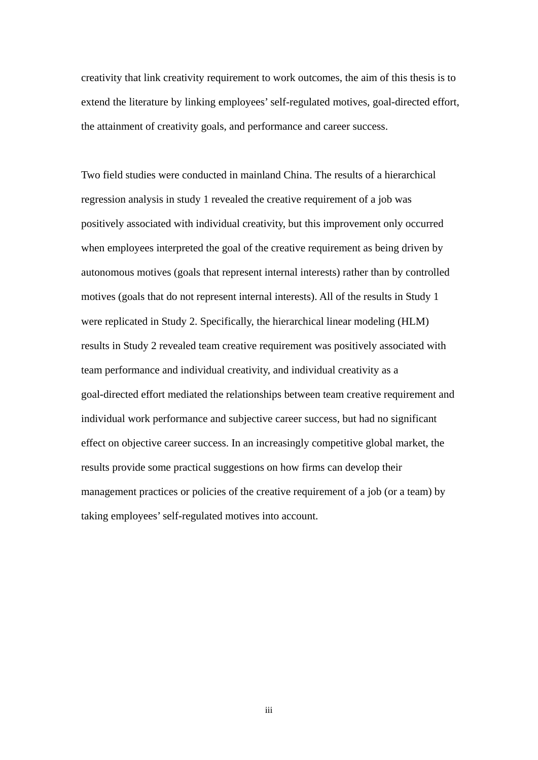creativity that link creativity requirement to work outcomes, the aim of this thesis is to extend the literature by linking employees' self-regulated motives, goal-directed effort, the attainment of creativity goals, and performance and career success.

Two field studies were conducted in mainland China. The results of a hierarchical regression analysis in study 1 revealed the creative requirement of a job was positively associated with individual creativity, but this improvement only occurred when employees interpreted the goal of the creative requirement as being driven by autonomous motives (goals that represent internal interests) rather than by controlled motives (goals that do not represent internal interests). All of the results in Study 1 were replicated in Study 2. Specifically, the hierarchical linear modeling (HLM) results in Study 2 revealed team creative requirement was positively associated with team performance and individual creativity, and individual creativity as a goal-directed effort mediated the relationships between team creative requirement and individual work performance and subjective career success, but had no significant effect on objective career success. In an increasingly competitive global market, the results provide some practical suggestions on how firms can develop their management practices or policies of the creative requirement of a job (or a team) by taking employees' self-regulated motives into account.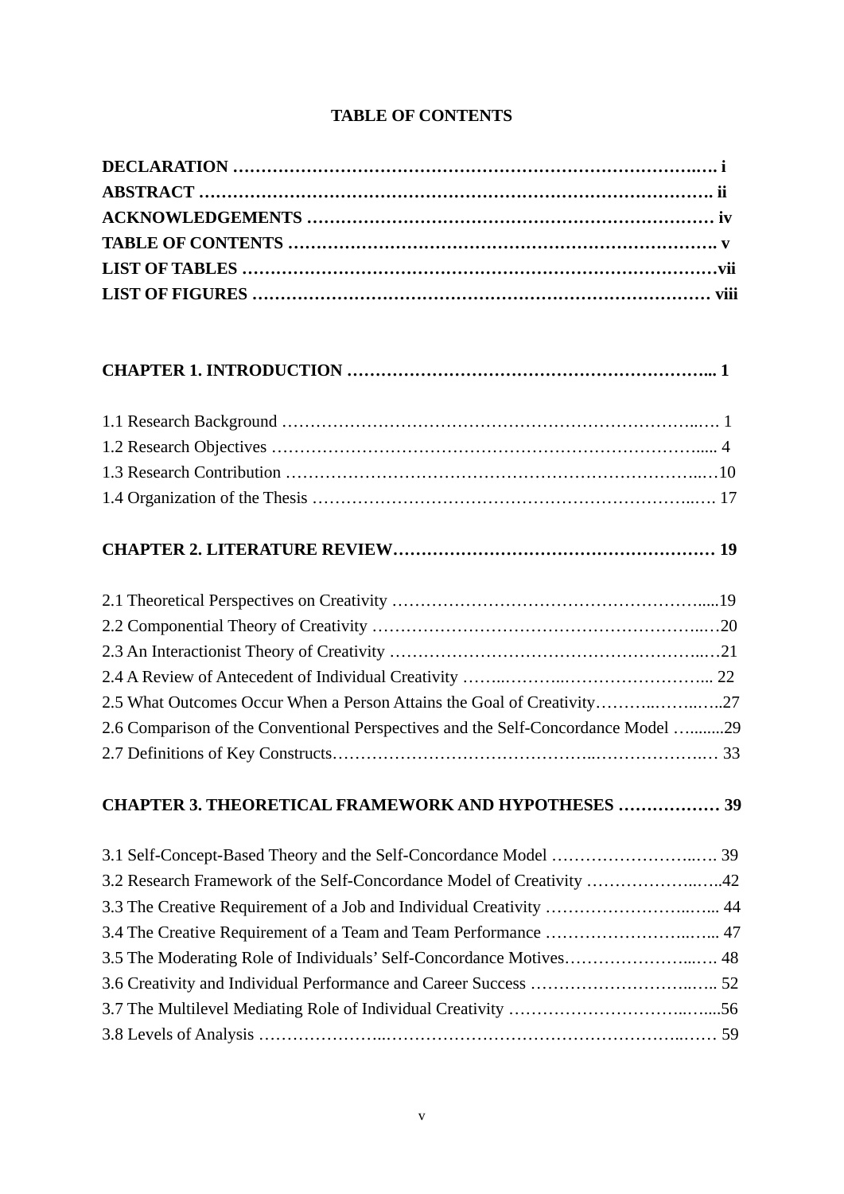**TABLE OF CONTENTS**

**DECLARATION …………………………………………………………………….… i**
**ABSTRACT ………………………………………………………………………. ii**
**ACKNOWLEDGEMENTS ……………………………………………………………… iv**
**TABLE OF CONTENTS ………………………………………………………………. v**
**LIST OF TABLES ……………………………………………………………………vii**
**LIST OF FIGURES …………………………………………………………………… viii**

**CHAPTER 1. INTRODUCTION ………………………………………………………... 1**

1.1 Research Background ………………………………………………………………..… 1
1.2 Research Objectives …………………………………………………………………..... 4
1.3 Research Contribution ………………………………………………………………..…10
1.4 Organization of the Thesis …………………………………………………………..… 17

**CHAPTER 2. LITERATURE REVIEW………………………………………………… 19**

2.1 Theoretical Perspectives on Creativity ………………………………………………….....19
2.2 Componential Theory of Creativity ……………………………………………………..…20
2.3 An Interactionist Theory of Creativity ………………………………………………..…21
2.4 A Review of Antecedent of Individual Creativity ……..………..……………………... 22
2.5 What Outcomes Occur When a Person Attains the Goal of Creativity………..……..…..27
2.6 Comparison of the Conventional Perspectives and the Self-Concordance Model …........29
2.7 Definitions of Key Constructs……………………………………..…………………..… 33

**CHAPTER 3. THEORETICAL FRAMEWORK AND HYPOTHESES ……………… 39**

3.1 Self-Concept-Based Theory and the Self-Concordance Model ……………………..…. 39
3.2 Research Framework of the Self-Concordance Model of Creativity ………………..…..42
3.3 The Creative Requirement of a Job and Individual Creativity ……………………..…... 44
3.4 The Creative Requirement of a Team and Team Performance ……………………..…... 47
3.5 The Moderating Role of Individuals' Self-Concordance Motives…………………...…. 48
3.6 Creativity and Individual Performance and Career Success …………………………..….. 52
3.7 The Multilevel Mediating Role of Individual Creativity …………………………..…....56
3.8 Levels of Analysis …………………...……………………………………………..…… 59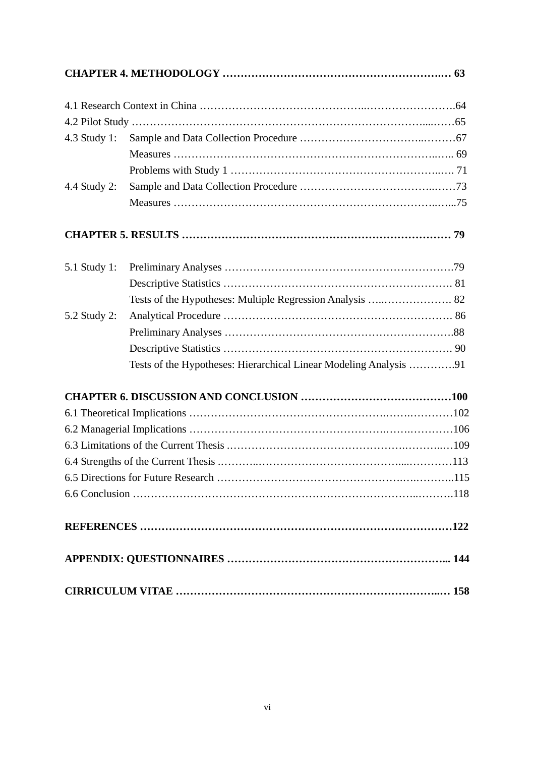**CHAPTER 4. METHODOLOGY …………………………………………………….… 63**

4.1 Research Context in China ……………………………………..…………………….64

4.2 Pilot Study …………………………………………………………………...……65

4.3 Study 1: Sample and Data Collection Procedure …………………………..………67

Measures …………………………………………………………..….. 69

Problems with Study 1 …………………………………………………..… 71

4.4 Study 2: Sample and Data Collection Procedure ……………………………..……73

Measures …………………………………………………………..…...75

**CHAPTER 5. RESULTS ………………………………………………………………… 79**

5.1 Study 1: Preliminary Analyses ……………………………………………………….79

Descriptive Statistics ………………………………………………………. 81

Tests of the Hypotheses: Multiple Regression Analysis …..………………. 82

5.2 Study 2: Analytical Procedure ………………………………………………………. 86

Preliminary Analyses ……………………………………………………….88

Descriptive Statistics ………………………………………………………. 90

Tests of the Hypotheses: Hierarchical Linear Modeling Analysis ………….91

**CHAPTER 6. DISCUSSION AND CONCLUSION ……………………………………100**

6.1 Theoretical Implications …………………………………………….…….…………102

6.2 Managerial Implications ……………………………………………….…….…………106

6.3 Limitations of the Current Thesis ……………………………………….………..…109

6.4 Strengths of the Current Thesis .………..…………………………………....…………113

6.5 Directions for Future Research ……………………………………….….……….115

6.6 Conclusion …………………………………………………………………..……….118

**REFERENCES …………………………………………………………………………122**

**APPENDIX: QUESTIONNAIRES …………………………………………………... 144**

**CIRRICULUM VITAE ……………………………………………………………..… 158**